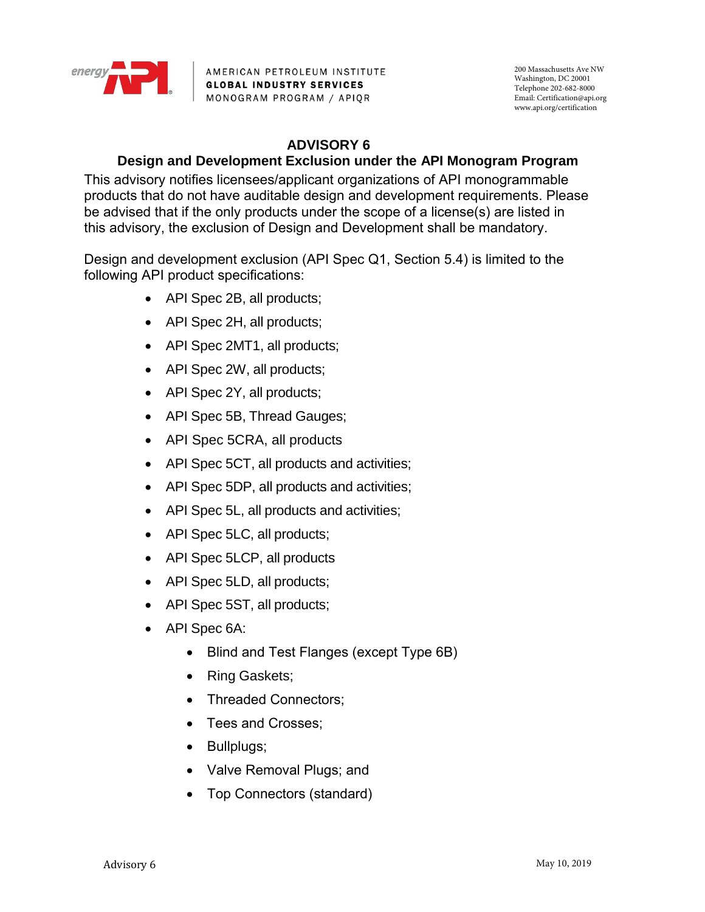AMERICAN PETROLEUM INSTITUTE
**GLOBAL INDUSTRY SERVICES**
MONOGRAM PROGRAM / APIQR

200 Massachusetts Ave NW
Washington, DC 20001
Telephone 202-682-8000
Email: Certification@api.org
www.api.org/certification

# ADVISORY 6

## Design and Development Exclusion under the API Monogram Program

This advisory notifies licensees/applicant organizations of API monogrammable products that do not have auditable design and development requirements. Please be advised that if the only products under the scope of a license(s) are listed in this advisory, the exclusion of Design and Development shall be mandatory.

Design and development exclusion (API Spec Q1, Section 5.4) is limited to the following API product specifications:

- API Spec 2B, all products;
- API Spec 2H, all products;
- API Spec 2MT1, all products;
- API Spec 2W, all products;
- API Spec 2Y, all products;
- API Spec 5B, Thread Gauges;
- API Spec 5CRA, all products
- API Spec 5CT, all products and activities;
- API Spec 5DP, all products and activities;
- API Spec 5L, all products and activities;
- API Spec 5LC, all products;
- API Spec 5LCP, all products
- API Spec 5LD, all products;
- API Spec 5ST, all products;
- API Spec 6A:
  - Blind and Test Flanges (except Type 6B)
  - Ring Gaskets;
  - Threaded Connectors;
  - Tees and Crosses;
  - Bullplugs;
  - Valve Removal Plugs; and
  - Top Connectors (standard)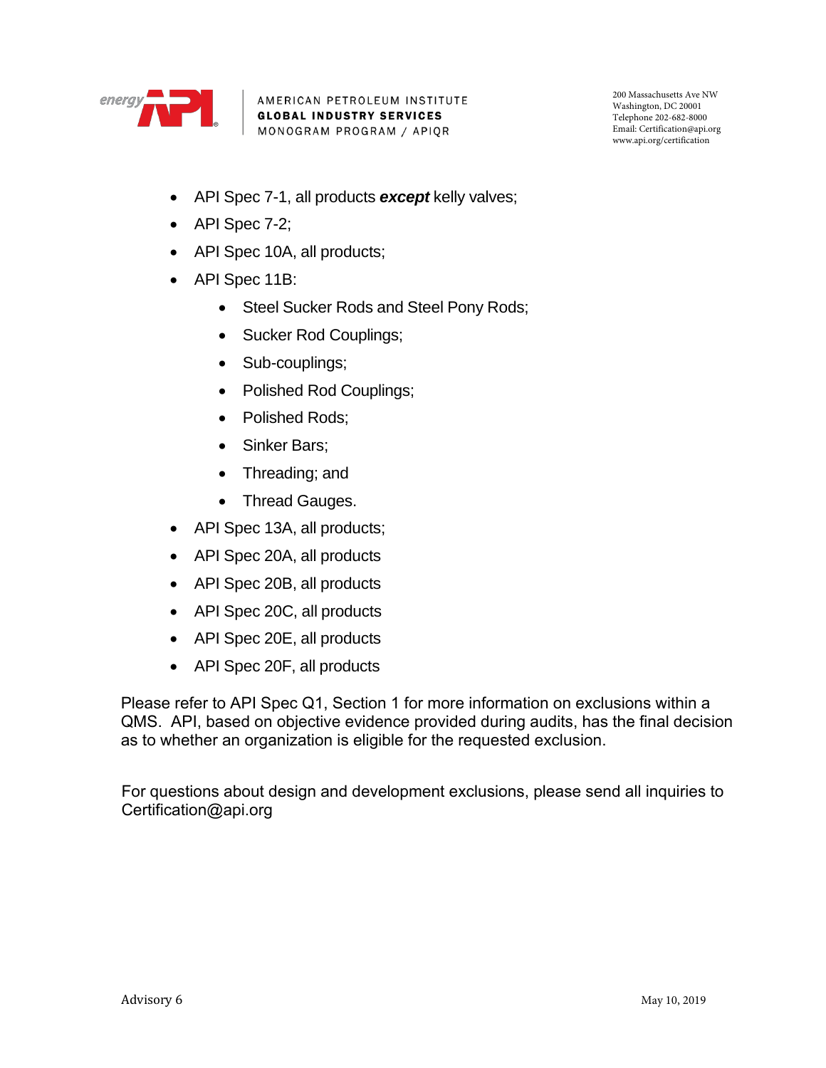- API Spec 7-1, all products ***except*** kelly valves;
- API Spec 7-2;
- API Spec 10A, all products;
- API Spec 11B:
  - Steel Sucker Rods and Steel Pony Rods;
  - Sucker Rod Couplings;
  - Sub-couplings;
  - Polished Rod Couplings;
  - Polished Rods;
  - Sinker Bars;
  - Threading; and
  - Thread Gauges.
- API Spec 13A, all products;
- API Spec 20A, all products
- API Spec 20B, all products
- API Spec 20C, all products
- API Spec 20E, all products
- API Spec 20F, all products

Please refer to API Spec Q1, Section 1 for more information on exclusions within a QMS. API, based on objective evidence provided during audits, has the final decision as to whether an organization is eligible for the requested exclusion.

For questions about design and development exclusions, please send all inquiries to Certification@api.org